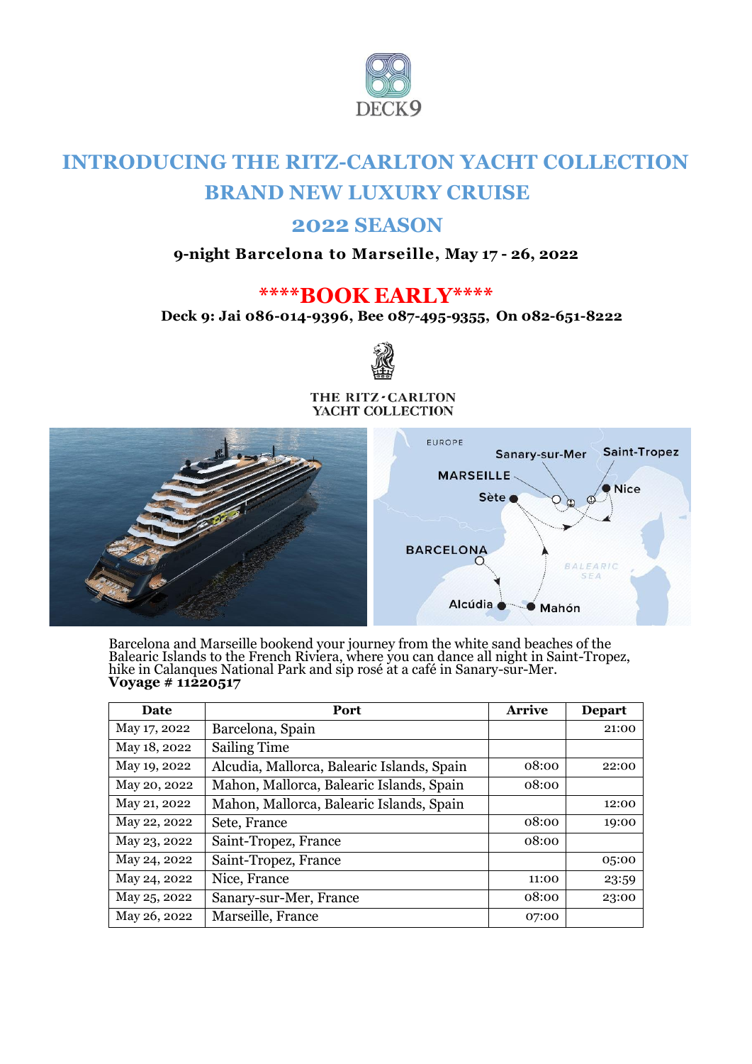DECK9

# INTRODUCING THE RITZ-CARLTON YACHT COLLECTION

# BRAND NEW LUXURY CRUISE

# 2022 SEASON

**9-night Barcelona to Marseille, May 17 - 26, 2022**

## ****BOOK EARLY****

**Deck 9: Jai 086-014-9396, Bee 087-495-9355, On 082-651-8222**

THE RITZ-CARLTON
YACHT COLLECTION

EUROPE
Sanary-sur-Mer
Saint-Tropez
MARSEILLE
Nice
Sète
BARCELONA
BALEARIC SEA
Alcúdia
Mahón

Barcelona and Marseille bookend your journey from the white sand beaches of the Balearic Islands to the French Riviera, where you can dance all night in Saint-Tropez, hike in Calanques National Park and sip rosé at a café in Sanary-sur-Mer.
**Voyage # 11220517**

| Date | Port | Arrive | Depart |
|---|---|---|---|
| May 17, 2022 | Barcelona, Spain | | 21:00 |
| May 18, 2022 | Sailing Time | | |
| May 19, 2022 | Alcudia, Mallorca, Balearic Islands, Spain | 08:00 | 22:00 |
| May 20, 2022 | Mahon, Mallorca, Balearic Islands, Spain | 08:00 | |
| May 21, 2022 | Mahon, Mallorca, Balearic Islands, Spain | | 12:00 |
| May 22, 2022 | Sete, France | 08:00 | 19:00 |
| May 23, 2022 | Saint-Tropez, France | 08:00 | |
| May 24, 2022 | Saint-Tropez, France | | 05:00 |
| May 24, 2022 | Nice, France | 11:00 | 23:59 |
| May 25, 2022 | Sanary-sur-Mer, France | 08:00 | 23:00 |
| May 26, 2022 | Marseille, France | 07:00 | |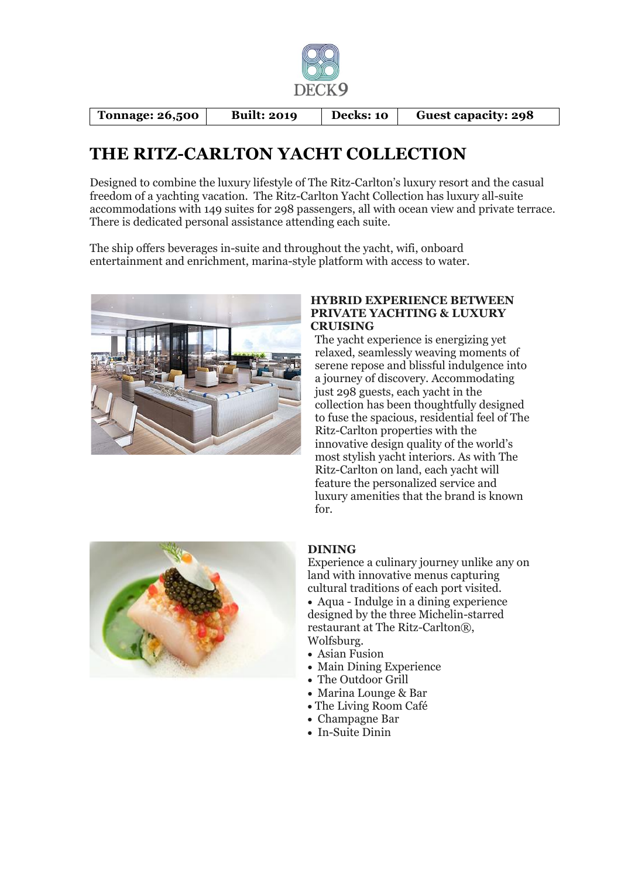DECK9

| Tonnage: 26,500 | Built: 2019 | Decks: 10 | Guest capacity: 298 |
|---|---|---|---|

# THE RITZ-CARLTON YACHT COLLECTION

Designed to combine the luxury lifestyle of The Ritz-Carlton's luxury resort and the casual freedom of a yachting vacation. The Ritz-Carlton Yacht Collection has luxury all-suite accommodations with 149 suites for 298 passengers, all with ocean view and private terrace. There is dedicated personal assistance attending each suite.

The ship offers beverages in-suite and throughout the yacht, wifi, onboard entertainment and enrichment, marina-style platform with access to water.

### HYBRID EXPERIENCE BETWEEN PRIVATE YACHTING & LUXURY CRUISING

The yacht experience is energizing yet relaxed, seamlessly weaving moments of serene repose and blissful indulgence into a journey of discovery. Accommodating just 298 guests, each yacht in the collection has been thoughtfully designed to fuse the spacious, residential feel of The Ritz-Carlton properties with the innovative design quality of the world's most stylish yacht interiors. As with The Ritz-Carlton on land, each yacht will feature the personalized service and luxury amenities that the brand is known for.

### DINING

Experience a culinary journey unlike any on land with innovative menus capturing cultural traditions of each port visited.

- Aqua - Indulge in a dining experience designed by the three Michelin-starred restaurant at The Ritz-Carlton®, Wolfsburg.
- Asian Fusion
- Main Dining Experience
- The Outdoor Grill
- Marina Lounge & Bar
- The Living Room Café
- Champagne Bar
- In-Suite Dinin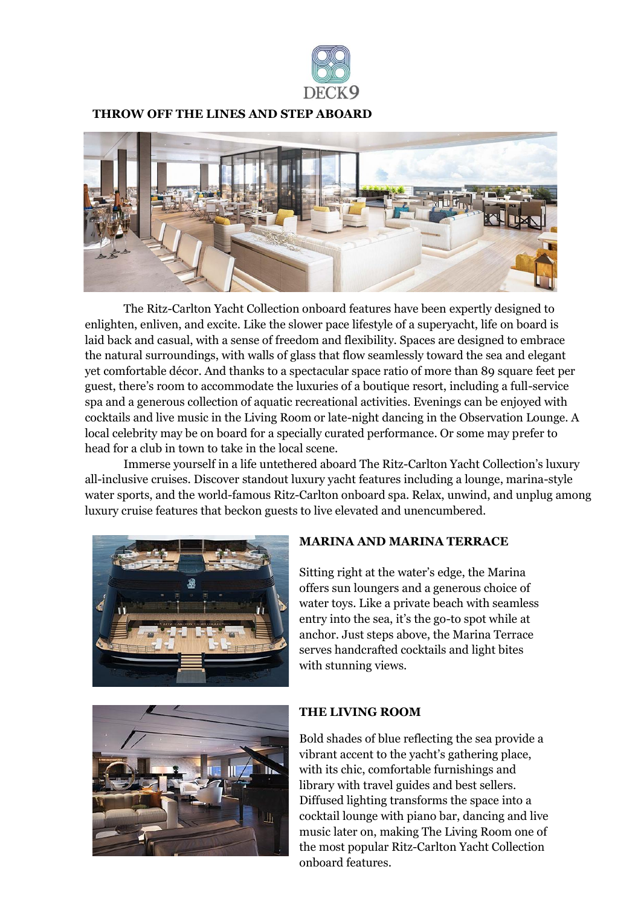DECK9

## THROW OFF THE LINES AND STEP ABOARD

The Ritz-Carlton Yacht Collection onboard features have been expertly designed to enlighten, enliven, and excite. Like the slower pace lifestyle of a superyacht, life on board is laid back and casual, with a sense of freedom and flexibility. Spaces are designed to embrace the natural surroundings, with walls of glass that flow seamlessly toward the sea and elegant yet comfortable décor. And thanks to a spectacular space ratio of more than 89 square feet per guest, there's room to accommodate the luxuries of a boutique resort, including a full-service spa and a generous collection of aquatic recreational activities. Evenings can be enjoyed with cocktails and live music in the Living Room or late-night dancing in the Observation Lounge. A local celebrity may be on board for a specially curated performance. Or some may prefer to head for a club in town to take in the local scene.

Immerse yourself in a life untethered aboard The Ritz-Carlton Yacht Collection's luxury all-inclusive cruises. Discover standout luxury yacht features including a lounge, marina-style water sports, and the world-famous Ritz-Carlton onboard spa. Relax, unwind, and unplug among luxury cruise features that beckon guests to live elevated and unencumbered.

### MARINA AND MARINA TERRACE

Sitting right at the water's edge, the Marina offers sun loungers and a generous choice of water toys. Like a private beach with seamless entry into the sea, it's the go-to spot while at anchor. Just steps above, the Marina Terrace serves handcrafted cocktails and light bites with stunning views.

### THE LIVING ROOM

Bold shades of blue reflecting the sea provide a vibrant accent to the yacht's gathering place, with its chic, comfortable furnishings and library with travel guides and best sellers. Diffused lighting transforms the space into a cocktail lounge with piano bar, dancing and live music later on, making The Living Room one of the most popular Ritz-Carlton Yacht Collection onboard features.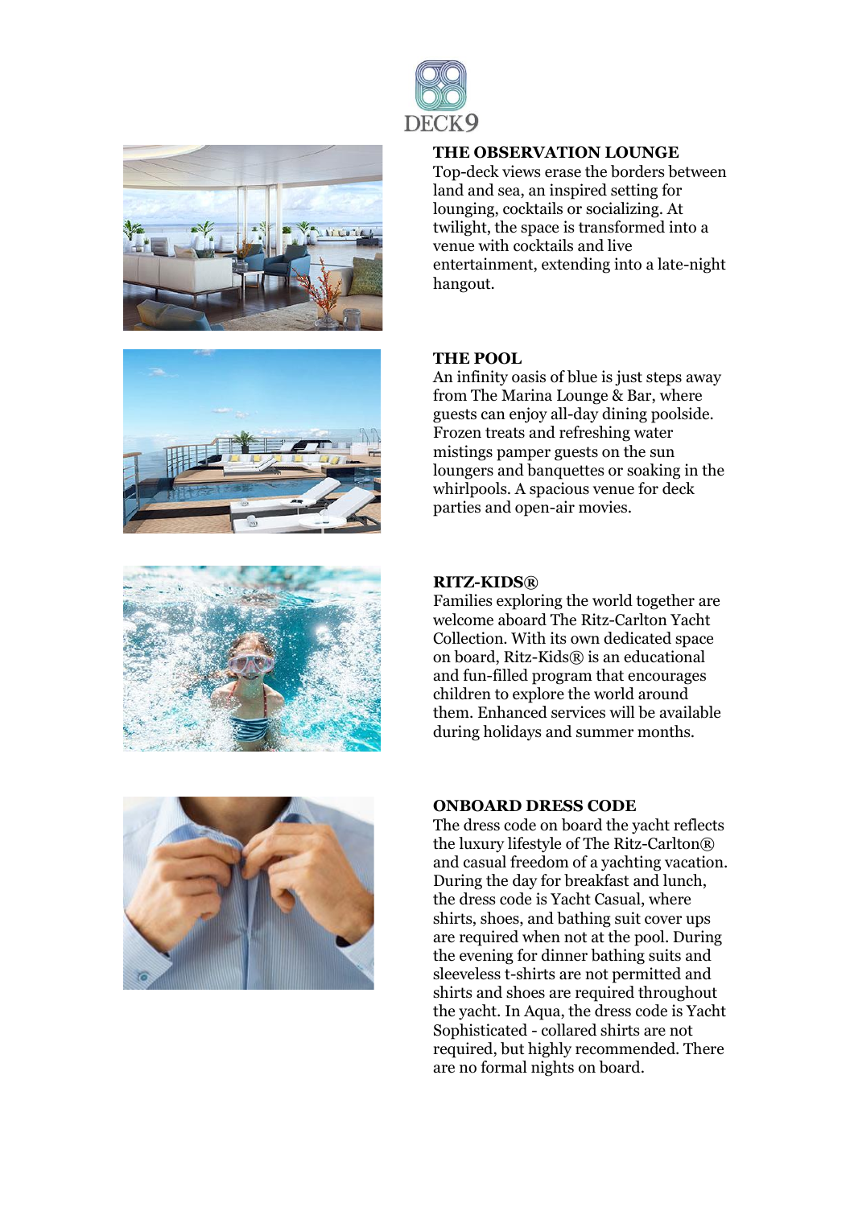DECK9

## THE OBSERVATION LOUNGE

Top-deck views erase the borders between land and sea, an inspired setting for lounging, cocktails or socializing. At twilight, the space is transformed into a venue with cocktails and live entertainment, extending into a late-night hangout.

## THE POOL

An infinity oasis of blue is just steps away from The Marina Lounge & Bar, where guests can enjoy all-day dining poolside. Frozen treats and refreshing water mistings pamper guests on the sun loungers and banquettes or soaking in the whirlpools. A spacious venue for deck parties and open-air movies.

## RITZ-KIDS®

Families exploring the world together are welcome aboard The Ritz-Carlton Yacht Collection. With its own dedicated space on board, Ritz-Kids® is an educational and fun-filled program that encourages children to explore the world around them. Enhanced services will be available during holidays and summer months.

## ONBOARD DRESS CODE

The dress code on board the yacht reflects the luxury lifestyle of The Ritz-Carlton® and casual freedom of a yachting vacation. During the day for breakfast and lunch, the dress code is Yacht Casual, where shirts, shoes, and bathing suit cover ups are required when not at the pool. During the evening for dinner bathing suits and sleeveless t-shirts are not permitted and shirts and shoes are required throughout the yacht. In Aqua, the dress code is Yacht Sophisticated - collared shirts are not required, but highly recommended. There are no formal nights on board.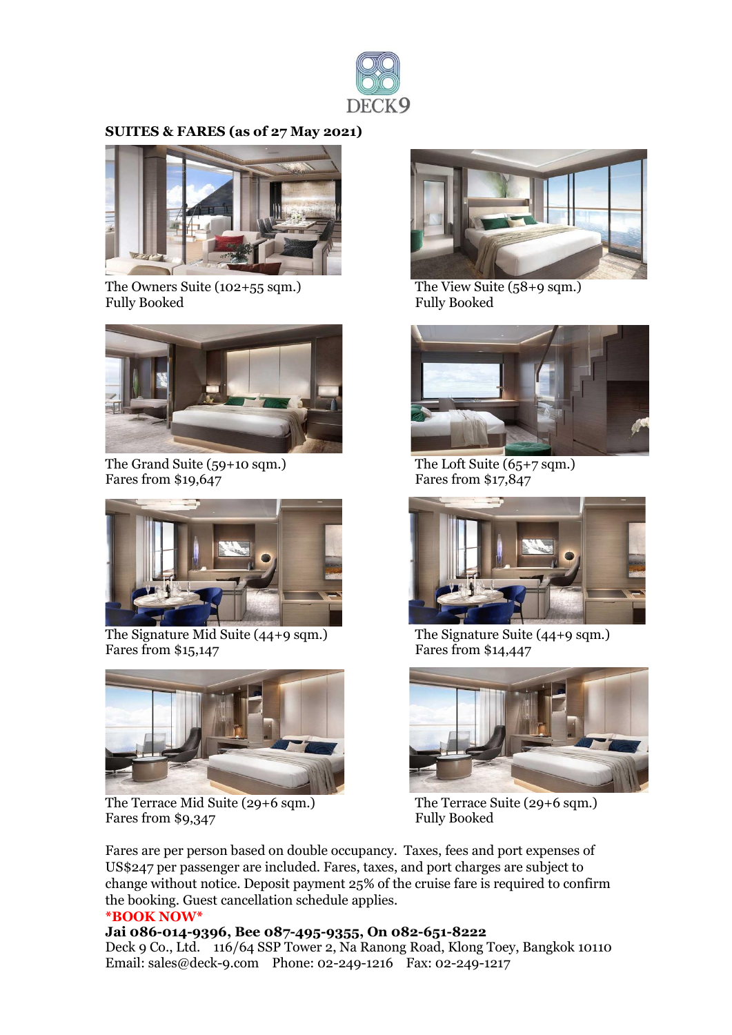DECK9

## SUITES & FARES (as of 27 May 2021)

The Owners Suite (102+55 sqm.)
Fully Booked

The View Suite (58+9 sqm.)
Fully Booked

The Grand Suite (59+10 sqm.)
Fares from $19,647

The Loft Suite (65+7 sqm.)
Fares from $17,847

The Signature Mid Suite (44+9 sqm.)
Fares from $15,147

The Signature Suite (44+9 sqm.)
Fares from $14,447

The Terrace Mid Suite (29+6 sqm.)
Fares from $9,347

The Terrace Suite (29+6 sqm.)
Fully Booked

Fares are per person based on double occupancy. Taxes, fees and port expenses of US$247 per passenger are included. Fares, taxes, and port charges are subject to change without notice. Deposit payment 25% of the cruise fare is required to confirm the booking. Guest cancellation schedule applies.

**\*BOOK NOW\***

**Jai 086-014-9396, Bee 087-495-9355, On 082-651-8222**

Deck 9 Co., Ltd. 116/64 SSP Tower 2, Na Ranong Road, Klong Toey, Bangkok 10110
Email: sales@deck-9.com Phone: 02-249-1216 Fax: 02-249-1217